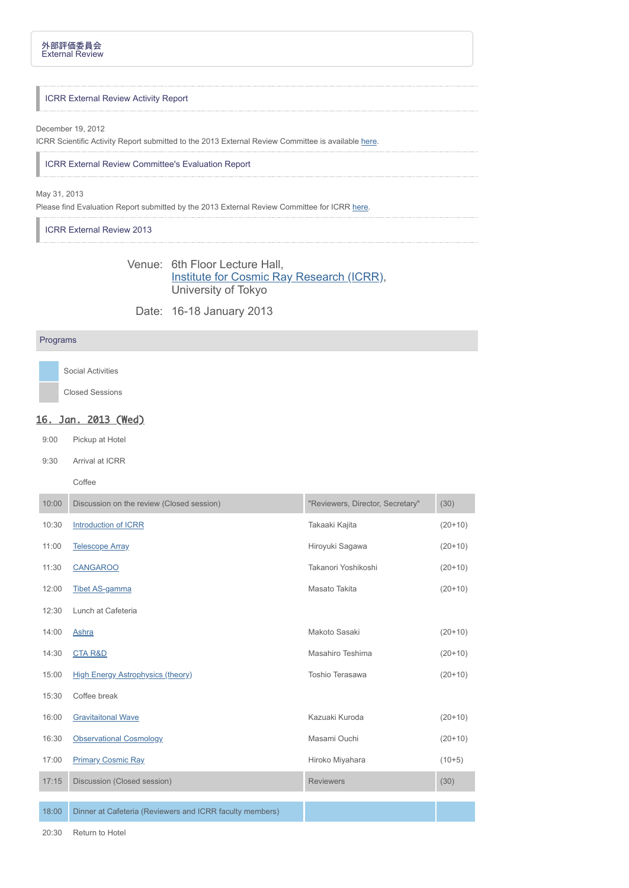# 外部評価委員会
External Review

## ICRR External Review Activity Report

December 19, 2012

ICRR Scientific Activity Report submitted to the 2013 External Review Committee is available here.

## ICRR External Review Committee's Evaluation Report

May 31, 2013

Please find Evaluation Report submitted by the 2013 External Review Committee for ICRR here.

## ICRR External Review 2013

Venue: 6th Floor Lecture Hall, Institute for Cosmic Ray Research (ICRR), University of Tokyo

Date: 16-18 January 2013

### Programs

- Social Activities
- Closed Sessions

### 16. Jan. 2013 (Wed)

| Time | Program | Speaker | Duration |
|---|---|---|---|
| 9:00 | Pickup at Hotel | | |
| 9:30 | Arrival at ICRR | | |
| | Coffee | | |
| 10:00 | Discussion on the review (Closed session) | "Reviewers, Director, Secretary" | (30) |
| 10:30 | Introduction of ICRR | Takaaki Kajita | (20+10) |
| 11:00 | Telescope Array | Hiroyuki Sagawa | (20+10) |
| 11:30 | CANGAROO | Takanori Yoshikoshi | (20+10) |
| 12:00 | Tibet AS-gamma | Masato Takita | (20+10) |
| 12:30 | Lunch at Cafeteria | | |
| 14:00 | Ashra | Makoto Sasaki | (20+10) |
| 14:30 | CTA R&D | Masahiro Teshima | (20+10) |
| 15:00 | High Energy Astrophysics (theory) | Toshio Terasawa | (20+10) |
| 15:30 | Coffee break | | |
| 16:00 | Gravitaitonal Wave | Kazuaki Kuroda | (20+10) |
| 16:30 | Observational Cosmology | Masami Ouchi | (20+10) |
| 17:00 | Primary Cosmic Ray | Hiroko Miyahara | (10+5) |
| 17:15 | Discussion (Closed session) | Reviewers | (30) |
| 18:00 | Dinner at Cafeteria (Reviewers and ICRR faculty members) | | |
| 20:30 | Return to Hotel | | |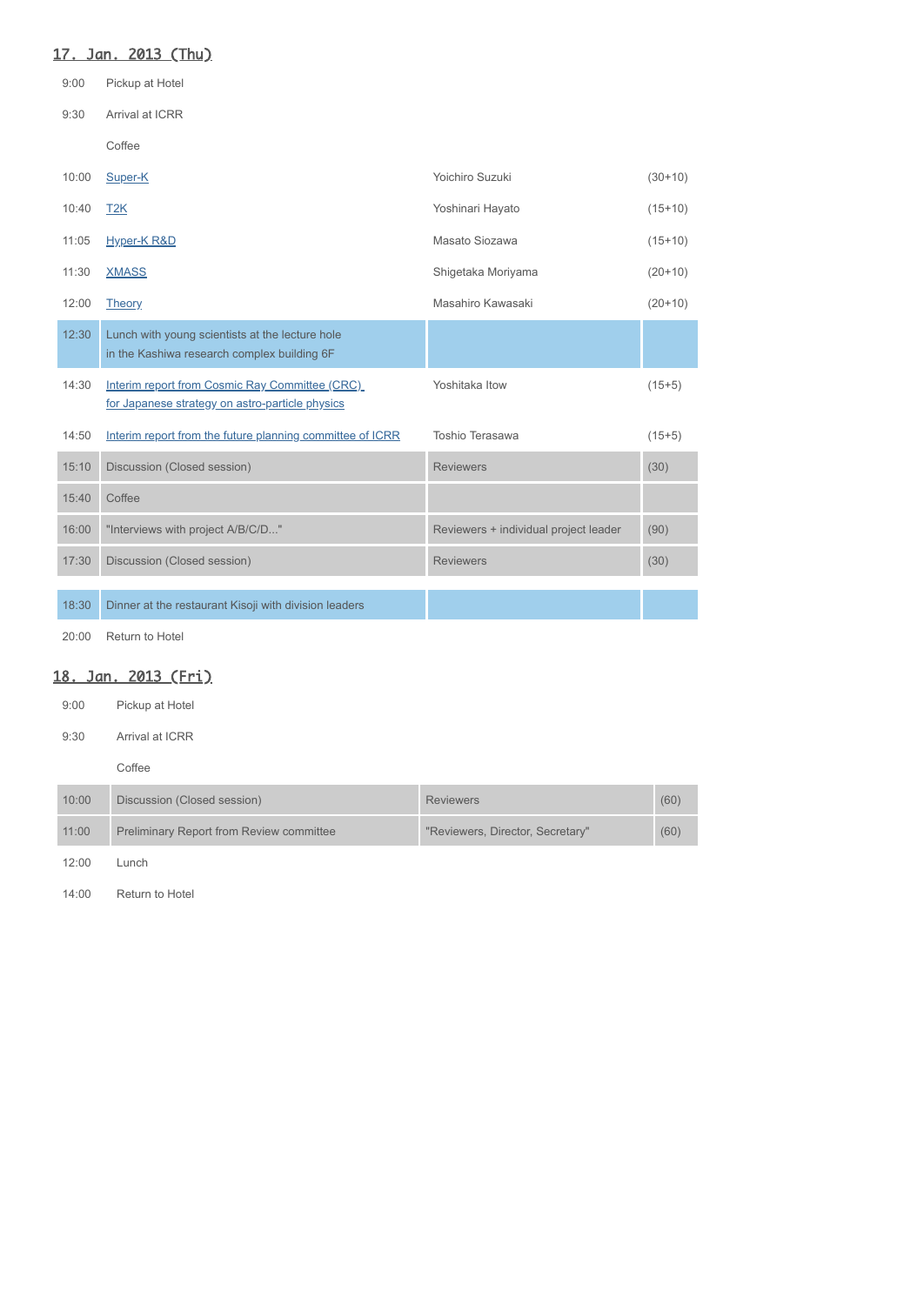## 17. Jan. 2013 (Thu)

| | | | |
|---|---|---|---|
| 9:00 | Pickup at Hotel | | |
| 9:30 | Arrival at ICRR | | |
| | Coffee | | |
| 10:00 | Super-K | Yoichiro Suzuki | (30+10) |
| 10:40 | T2K | Yoshinari Hayato | (15+10) |
| 11:05 | Hyper-K R&D | Masato Siozawa | (15+10) |
| 11:30 | XMASS | Shigetaka Moriyama | (20+10) |
| 12:00 | Theory | Masahiro Kawasaki | (20+10) |
| 12:30 | Lunch with young scientists at the lecture hole in the Kashiwa research complex building 6F | | |
| 14:30 | Interim report from Cosmic Ray Committee (CRC) for Japanese strategy on astro-particle physics | Yoshitaka Itow | (15+5) |
| 14:50 | Interim report from the future planning committee of ICRR | Toshio Terasawa | (15+5) |
| 15:10 | Discussion (Closed session) | Reviewers | (30) |
| 15:40 | Coffee | | |
| 16:00 | "Interviews with project A/B/C/D..." | Reviewers + individual project leader | (90) |
| 17:30 | Discussion (Closed session) | Reviewers | (30) |
| 18:30 | Dinner at the restaurant Kisoji with division leaders | | |
| 20:00 | Return to Hotel | | |

## 18. Jan. 2013 (Fri)

| | | | |
|---|---|---|---|
| 9:00 | Pickup at Hotel | | |
| 9:30 | Arrival at ICRR | | |
| | Coffee | | |
| 10:00 | Discussion (Closed session) | Reviewers | (60) |
| 11:00 | Preliminary Report from Review committee | "Reviewers, Director, Secretary" | (60) |
| 12:00 | Lunch | | |
| 14:00 | Return to Hotel | | |